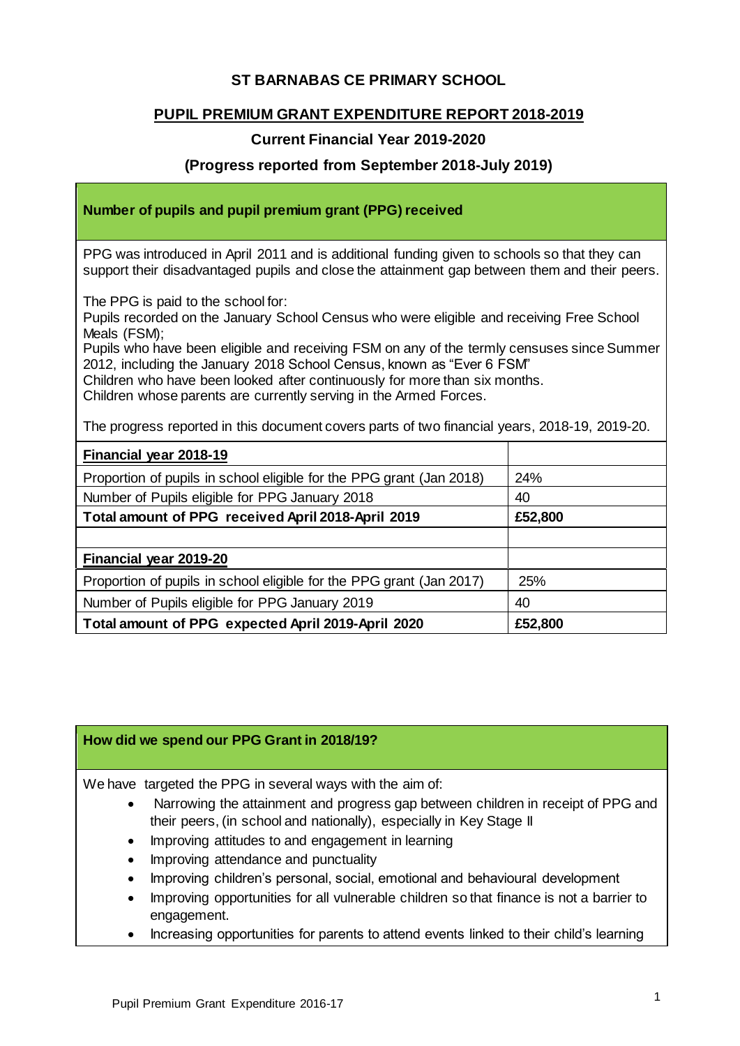# ST BARNABAS CE PRIMARY SCHOOL

## PUPIL PREMIUM GRANT EXPENDITURE REPORT 2018-2019

### Current Financial Year 2019-2020

### (Progress reported from September 2018-July 2019)

**Number of pupils and pupil premium grant (PPG) received**

PPG was introduced in April 2011 and is additional funding given to schools so that they can support their disadvantaged pupils and close the attainment gap between them and their peers.

The PPG is paid to the school for:
Pupils recorded on the January School Census who were eligible and receiving Free School Meals (FSM);
Pupils who have been eligible and receiving FSM on any of the termly censuses since Summer 2012, including the January 2018 School Census, known as "Ever 6 FSM"
Children who have been looked after continuously for more than six months.
Children whose parents are currently serving in the Armed Forces.

The progress reported in this document covers parts of two financial years, 2018-19, 2019-20.

| **Financial year 2018-19** | |
|---|---|
| Proportion of pupils in school eligible for the PPG grant (Jan 2018) | 24% |
| Number of Pupils eligible for PPG January 2018 | 40 |
| **Total amount of PPG received April 2018-April 2019** | **£52,800** |
| | |
| **Financial year 2019-20** | |
| Proportion of pupils in school eligible for the PPG grant (Jan 2017) | 25% |
| Number of Pupils eligible for PPG January 2019 | 40 |
| **Total amount of PPG expected April 2019-April 2020** | **£52,800** |

**How did we spend our PPG Grant in 2018/19?**

We have targeted the PPG in several ways with the aim of:

- Narrowing the attainment and progress gap between children in receipt of PPG and their peers, (in school and nationally), especially in Key Stage II
- Improving attitudes to and engagement in learning
- Improving attendance and punctuality
- Improving children's personal, social, emotional and behavioural development
- Improving opportunities for all vulnerable children so that finance is not a barrier to engagement.
- Increasing opportunities for parents to attend events linked to their child's learning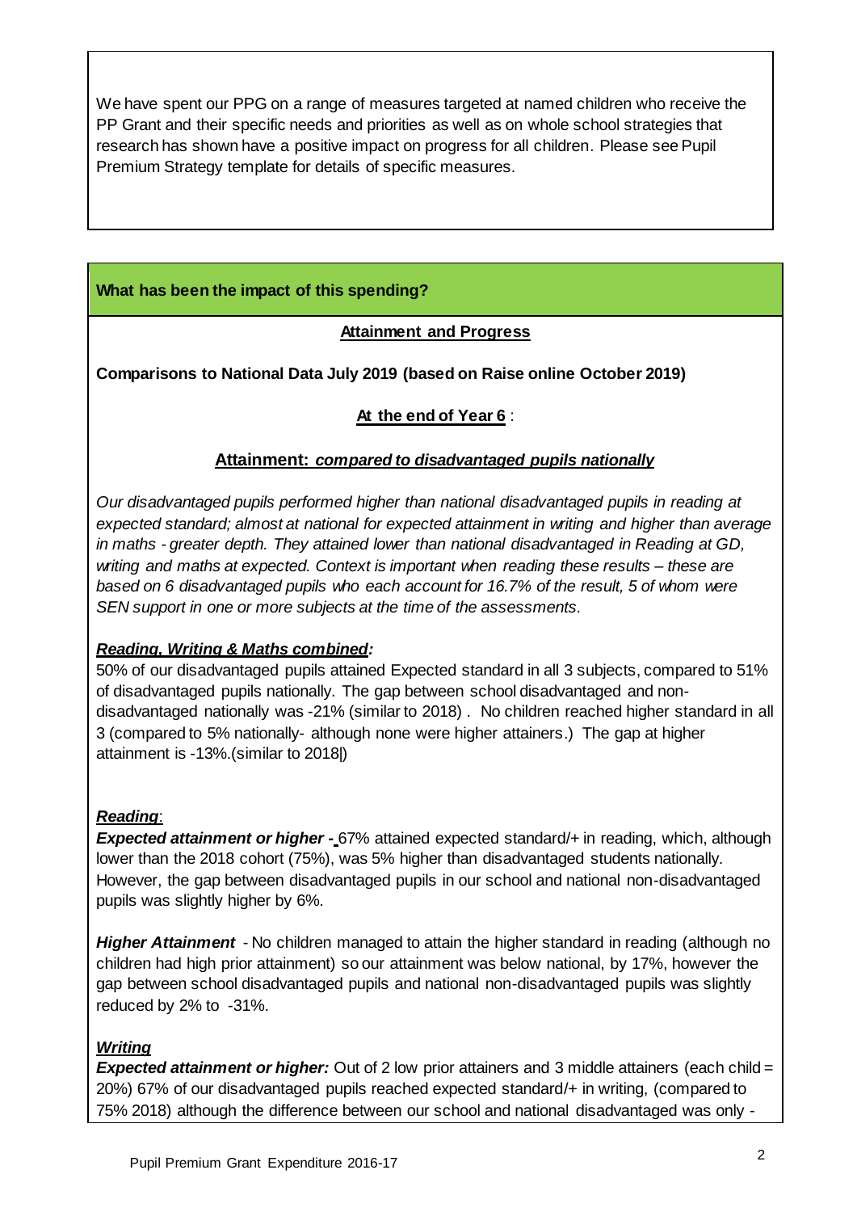We have spent our PPG on a range of measures targeted at named children who receive the PP Grant and their specific needs and priorities as well as on whole school strategies that research has shown have a positive impact on progress for all children. Please see Pupil Premium Strategy template for details of specific measures.

**What has been the impact of this spending?**

**Attainment and Progress**

**Comparisons to National Data July 2019 (based on Raise online October 2019)**

**At the end of Year 6** :

**Attainment:** ***compared to disadvantaged pupils nationally***

*Our disadvantaged pupils performed higher than national disadvantaged pupils in reading at expected standard; almost at national for expected attainment in writing and higher than average in maths - greater depth. They attained lower than national disadvantaged in Reading at GD, writing and maths at expected. Context is important when reading these results – these are based on 6 disadvantaged pupils who each account for 16.7% of the result, 5 of whom were SEN support in one or more subjects at the time of the assessments.*

***Reading, Writing & Maths combined:***

50% of our disadvantaged pupils attained Expected standard in all 3 subjects, compared to 51% of disadvantaged pupils nationally. The gap between school disadvantaged and non-disadvantaged nationally was -21% (similar to 2018) . No children reached higher standard in all 3 (compared to 5% nationally- although none were higher attainers.) The gap at higher attainment is -13%.(similar to 2018|)

***Reading***:

***Expected attainment or higher -*** 67% attained expected standard/+ in reading, which, although lower than the 2018 cohort (75%), was 5% higher than disadvantaged students nationally. However, the gap between disadvantaged pupils in our school and national non-disadvantaged pupils was slightly higher by 6%.

***Higher Attainment*** - No children managed to attain the higher standard in reading (although no children had high prior attainment) so our attainment was below national, by 17%, however the gap between school disadvantaged pupils and national non-disadvantaged pupils was slightly reduced by 2% to -31%.

***Writing***

***Expected attainment or higher:*** Out of 2 low prior attainers and 3 middle attainers (each child = 20%) 67% of our disadvantaged pupils reached expected standard/+ in writing, (compared to 75% 2018) although the difference between our school and national disadvantaged was only -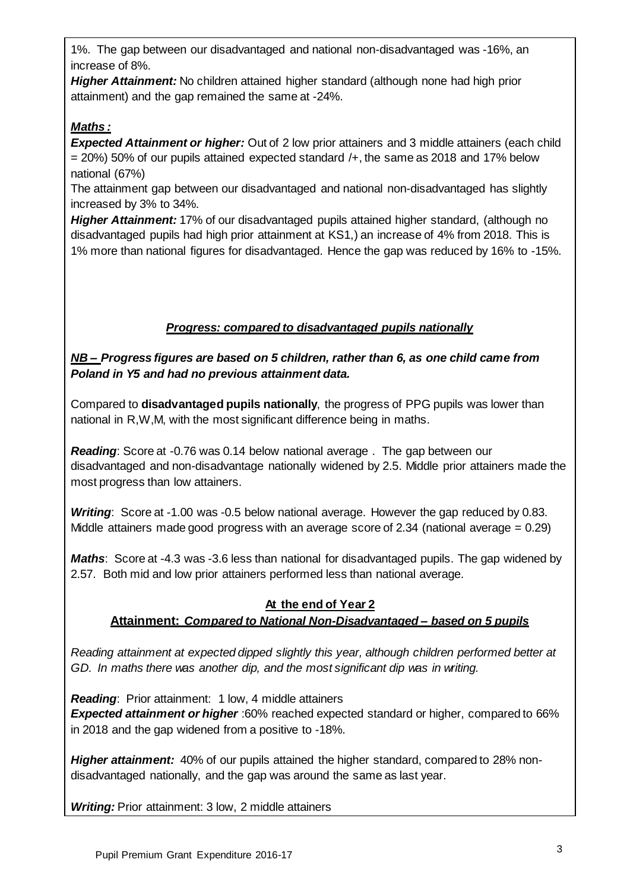1%. The gap between our disadvantaged and national non-disadvantaged was -16%, an increase of 8%.

***Higher Attainment:*** No children attained higher standard (although none had high prior attainment) and the gap remained the same at -24%.

***Maths :***

***Expected Attainment or higher:*** Out of 2 low prior attainers and 3 middle attainers (each child = 20%) 50% of our pupils attained expected standard /+, the same as 2018 and 17% below national (67%)

The attainment gap between our disadvantaged and national non-disadvantaged has slightly increased by 3% to 34%.

***Higher Attainment:*** 17% of our disadvantaged pupils attained higher standard, (although no disadvantaged pupils had high prior attainment at KS1,) an increase of 4% from 2018. This is 1% more than national figures for disadvantaged. Hence the gap was reduced by 16% to -15%.

***Progress: compared to disadvantaged pupils nationally***

***NB – Progress figures are based on 5 children, rather than 6, as one child came from Poland in Y5 and had no previous attainment data.***

Compared to **disadvantaged pupils nationally**, the progress of PPG pupils was lower than national in R,W,M, with the most significant difference being in maths.

***Reading***: Score at -0.76 was 0.14 below national average . The gap between our disadvantaged and non-disadvantage nationally widened by 2.5. Middle prior attainers made the most progress than low attainers.

***Writing***: Score at -1.00 was -0.5 below national average. However the gap reduced by 0.83. Middle attainers made good progress with an average score of 2.34 (national average = 0.29)

***Maths***: Score at -4.3 was -3.6 less than national for disadvantaged pupils. The gap widened by 2.57. Both mid and low prior attainers performed less than national average.

**At the end of Year 2**

**Attainment: *Compared to National Non-Disadvantaged – based on 5 pupils***

*Reading attainment at expected dipped slightly this year, although children performed better at GD. In maths there was another dip, and the most significant dip was in writing.*

***Reading***: Prior attainment: 1 low, 4 middle attainers

***Expected attainment or higher*** :60% reached expected standard or higher, compared to 66% in 2018 and the gap widened from a positive to -18%.

***Higher attainment:*** 40% of our pupils attained the higher standard, compared to 28% non-disadvantaged nationally, and the gap was around the same as last year.

***Writing:*** Prior attainment: 3 low, 2 middle attainers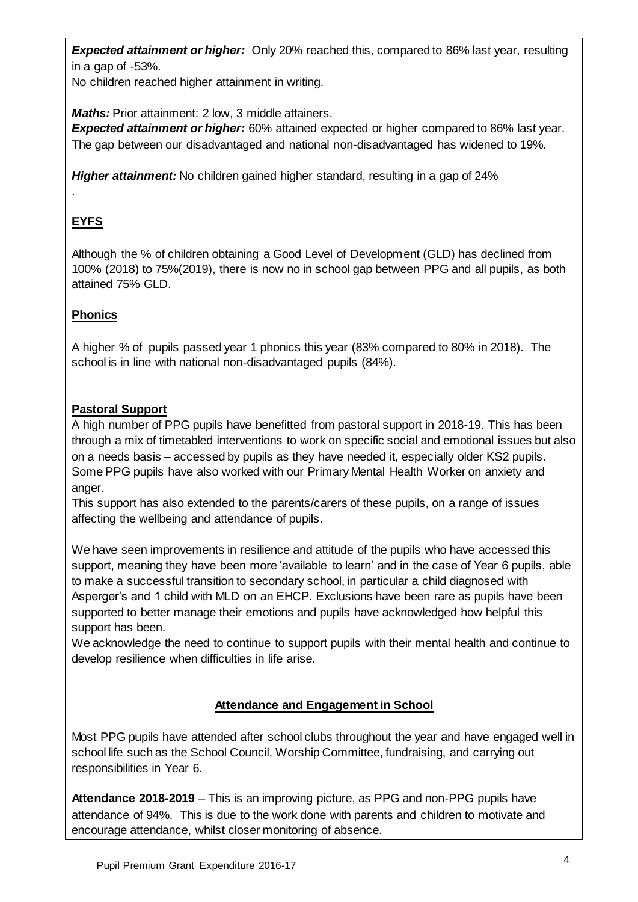***Expected attainment or higher:*** Only 20% reached this, compared to 86% last year, resulting in a gap of -53%.
No children reached higher attainment in writing.

***Maths:*** Prior attainment: 2 low, 3 middle attainers.
***Expected attainment or higher:*** 60% attained expected or higher compared to 86% last year. The gap between our disadvantaged and national non-disadvantaged has widened to 19%.

***Higher attainment:*** No children gained higher standard, resulting in a gap of 24%
.

**EYFS**

Although the % of children obtaining a Good Level of Development (GLD) has declined from 100% (2018) to 75%(2019), there is now no in school gap between PPG and all pupils, as both attained 75% GLD.

**Phonics**

A higher % of pupils passed year 1 phonics this year (83% compared to 80% in 2018). The school is in line with national non-disadvantaged pupils (84%).

**Pastoral Support**

A high number of PPG pupils have benefitted from pastoral support in 2018-19. This has been through a mix of timetabled interventions to work on specific social and emotional issues but also on a needs basis – accessed by pupils as they have needed it, especially older KS2 pupils. Some PPG pupils have also worked with our Primary Mental Health Worker on anxiety and anger.
This support has also extended to the parents/carers of these pupils, on a range of issues affecting the wellbeing and attendance of pupils.

We have seen improvements in resilience and attitude of the pupils who have accessed this support, meaning they have been more 'available to learn' and in the case of Year 6 pupils, able to make a successful transition to secondary school, in particular a child diagnosed with Asperger's and 1 child with MLD on an EHCP. Exclusions have been rare as pupils have been supported to better manage their emotions and pupils have acknowledged how helpful this support has been.
We acknowledge the need to continue to support pupils with their mental health and continue to develop resilience when difficulties in life arise.

**Attendance and Engagement in School**

Most PPG pupils have attended after school clubs throughout the year and have engaged well in school life such as the School Council, Worship Committee, fundraising, and carrying out responsibilities in Year 6.

**Attendance 2018-2019** – This is an improving picture, as PPG and non-PPG pupils have attendance of 94%. This is due to the work done with parents and children to motivate and encourage attendance, whilst closer monitoring of absence.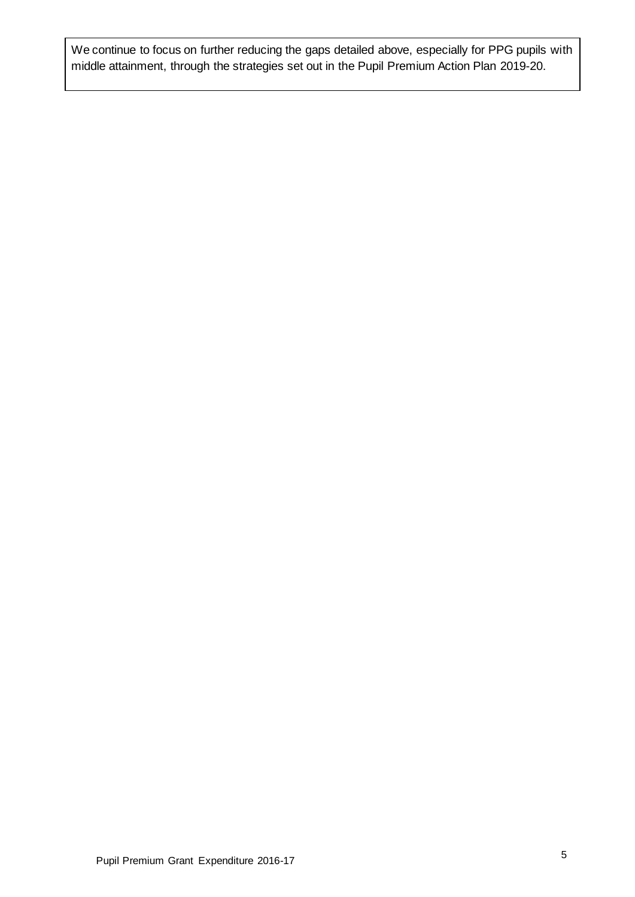We continue to focus on further reducing the gaps detailed above, especially for PPG pupils with middle attainment, through the strategies set out in the Pupil Premium Action Plan 2019-20.